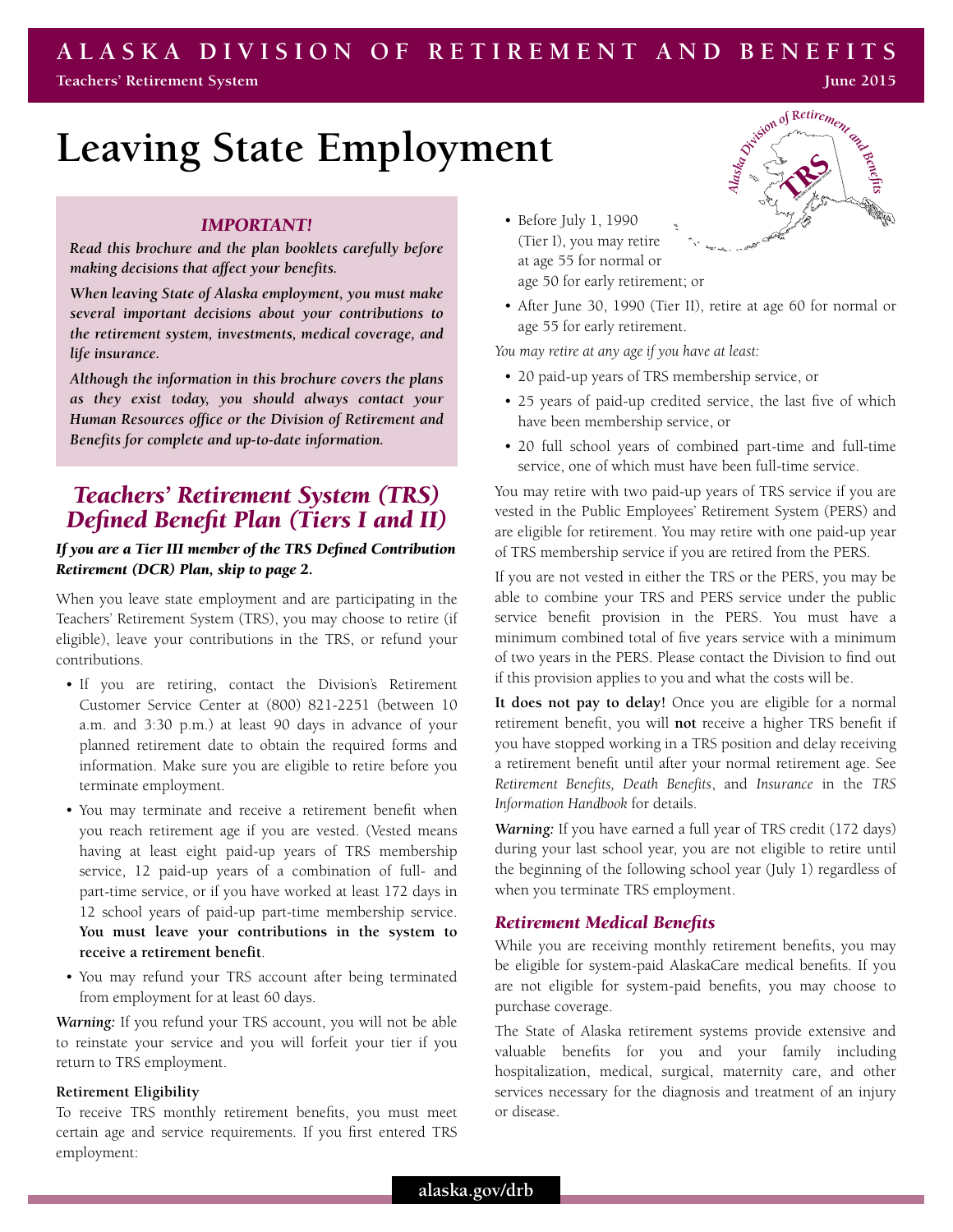# Leaving State Employment

*IMPORTANT!*

***Read this brochure and the plan booklets carefully before making decisions that affect your benefits.***

***When leaving State of Alaska employment, you must make several important decisions about your contributions to the retirement system, investments, medical coverage, and life insurance.***

***Although the information in this brochure covers the plans as they exist today, you should always contact your Human Resources office or the Division of Retirement and Benefits for complete and up-to-date information.***

## *Teachers' Retirement System (TRS) Defined Benefit Plan (Tiers I and II)*

***If you are a Tier III member of the TRS Defined Contribution Retirement (DCR) Plan, skip to page 2.***

When you leave state employment and are participating in the Teachers' Retirement System (TRS), you may choose to retire (if eligible), leave your contributions in the TRS, or refund your contributions.

- If you are retiring, contact the Division's Retirement Customer Service Center at (800) 821-2251 (between 10 a.m. and 3:30 p.m.) at least 90 days in advance of your planned retirement date to obtain the required forms and information. Make sure you are eligible to retire before you terminate employment.
- You may terminate and receive a retirement benefit when you reach retirement age if you are vested. (Vested means having at least eight paid-up years of TRS membership service, 12 paid-up years of a combination of full- and part-time service, or if you have worked at least 172 days in 12 school years of paid-up part-time membership service. **You must leave your contributions in the system to receive a retirement benefit**.
- You may refund your TRS account after being terminated from employment for at least 60 days.

***Warning:*** If you refund your TRS account, you will not be able to reinstate your service and you will forfeit your tier if you return to TRS employment.

### Retirement Eligibility

To receive TRS monthly retirement benefits, you must meet certain age and service requirements. If you first entered TRS employment:

- Before July 1, 1990 (Tier I), you may retire at age 55 for normal or age 50 for early retirement; or
- After June 30, 1990 (Tier II), retire at age 60 for normal or age 55 for early retirement.

*You may retire at any age if you have at least:*

- 20 paid-up years of TRS membership service, or
- 25 years of paid-up credited service, the last five of which have been membership service, or
- 20 full school years of combined part-time and full-time service, one of which must have been full-time service.

You may retire with two paid-up years of TRS service if you are vested in the Public Employees' Retirement System (PERS) and are eligible for retirement. You may retire with one paid-up year of TRS membership service if you are retired from the PERS.

If you are not vested in either the TRS or the PERS, you may be able to combine your TRS and PERS service under the public service benefit provision in the PERS. You must have a minimum combined total of five years service with a minimum of two years in the PERS. Please contact the Division to find out if this provision applies to you and what the costs will be.

**It does not pay to delay!** Once you are eligible for a normal retirement benefit, you will **not** receive a higher TRS benefit if you have stopped working in a TRS position and delay receiving a retirement benefit until after your normal retirement age. See *Retirement Benefits, Death Benefits*, and *Insurance* in the *TRS Information Handbook* for details.

***Warning:*** If you have earned a full year of TRS credit (172 days) during your last school year, you are not eligible to retire until the beginning of the following school year (July 1) regardless of when you terminate TRS employment.

### *Retirement Medical Benefits*

While you are receiving monthly retirement benefits, you may be eligible for system-paid AlaskaCare medical benefits. If you are not eligible for system-paid benefits, you may choose to purchase coverage.

The State of Alaska retirement systems provide extensive and valuable benefits for you and your family including hospitalization, medical, surgical, maternity care, and other services necessary for the diagnosis and treatment of an injury or disease.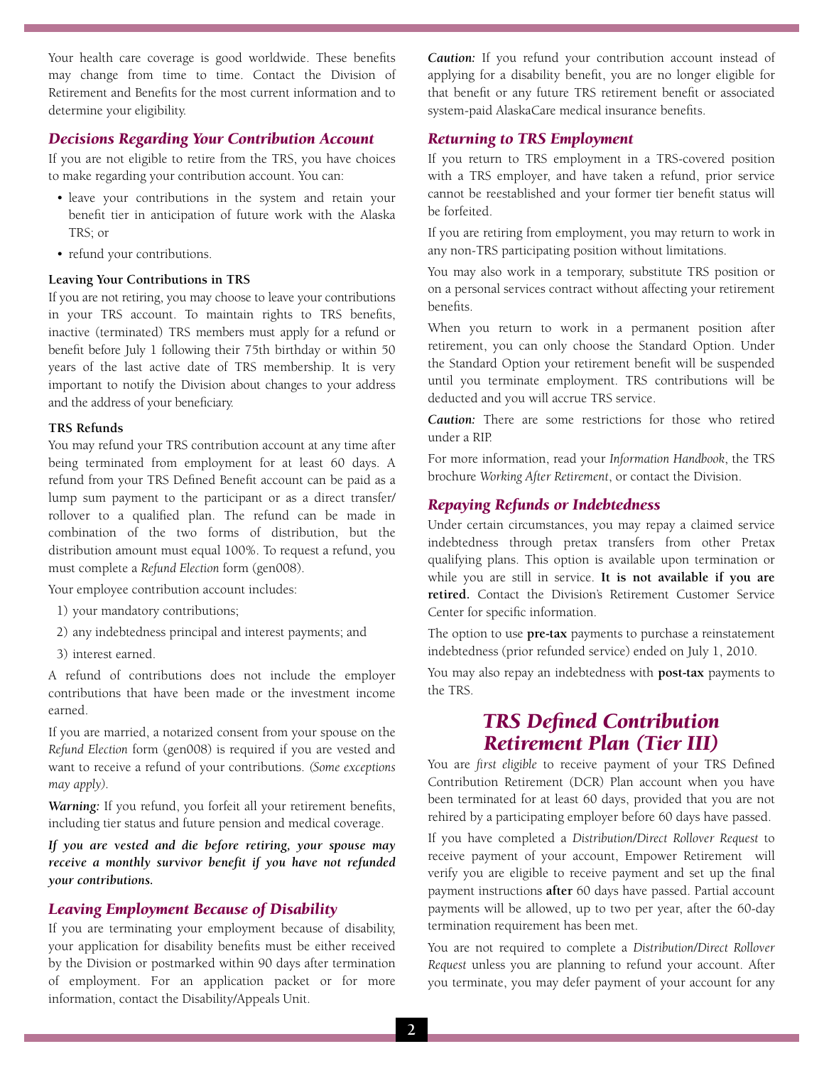Your health care coverage is good worldwide. These benefits may change from time to time. Contact the Division of Retirement and Benefits for the most current information and to determine your eligibility.

### *Decisions Regarding Your Contribution Account*

If you are not eligible to retire from the TRS, you have choices to make regarding your contribution account. You can:

- leave your contributions in the system and retain your benefit tier in anticipation of future work with the Alaska TRS; or
- refund your contributions.

#### Leaving Your Contributions in TRS

If you are not retiring, you may choose to leave your contributions in your TRS account. To maintain rights to TRS benefits, inactive (terminated) TRS members must apply for a refund or benefit before July 1 following their 75th birthday or within 50 years of the last active date of TRS membership. It is very important to notify the Division about changes to your address and the address of your beneficiary.

#### TRS Refunds

You may refund your TRS contribution account at any time after being terminated from employment for at least 60 days. A refund from your TRS Defined Benefit account can be paid as a lump sum payment to the participant or as a direct transfer/ rollover to a qualified plan. The refund can be made in combination of the two forms of distribution, but the distribution amount must equal 100%. To request a refund, you must complete a *Refund Election* form (gen008).

Your employee contribution account includes:

1) your mandatory contributions;
2) any indebtedness principal and interest payments; and
3) interest earned.

A refund of contributions does not include the employer contributions that have been made or the investment income earned.

If you are married, a notarized consent from your spouse on the *Refund Election* form (gen008) is required if you are vested and want to receive a refund of your contributions. *(Some exceptions may apply).*

***Warning:*** If you refund, you forfeit all your retirement benefits, including tier status and future pension and medical coverage.

***If you are vested and die before retiring, your spouse may receive a monthly survivor benefit if you have not refunded your contributions.***

### *Leaving Employment Because of Disability*

If you are terminating your employment because of disability, your application for disability benefits must be either received by the Division or postmarked within 90 days after termination of employment. For an application packet or for more information, contact the Disability/Appeals Unit.

***Caution:*** If you refund your contribution account instead of applying for a disability benefit, you are no longer eligible for that benefit or any future TRS retirement benefit or associated system-paid AlaskaCare medical insurance benefits.

### *Returning to TRS Employment*

If you return to TRS employment in a TRS-covered position with a TRS employer, and have taken a refund, prior service cannot be reestablished and your former tier benefit status will be forfeited.

If you are retiring from employment, you may return to work in any non-TRS participating position without limitations.

You may also work in a temporary, substitute TRS position or on a personal services contract without affecting your retirement benefits.

When you return to work in a permanent position after retirement, you can only choose the Standard Option. Under the Standard Option your retirement benefit will be suspended until you terminate employment. TRS contributions will be deducted and you will accrue TRS service.

***Caution:*** There are some restrictions for those who retired under a RIP.

For more information, read your *Information Handbook*, the TRS brochure *Working After Retirement*, or contact the Division.

### *Repaying Refunds or Indebtedness*

Under certain circumstances, you may repay a claimed service indebtedness through pretax transfers from other Pretax qualifying plans. This option is available upon termination or while you are still in service. **It is not available if you are retired.** Contact the Division's Retirement Customer Service Center for specific information.

The option to use **pre-tax** payments to purchase a reinstatement indebtedness (prior refunded service) ended on July 1, 2010.

You may also repay an indebtedness with **post-tax** payments to the TRS.

## *TRS Defined Contribution Retirement Plan (Tier III)*

You are *first eligible* to receive payment of your TRS Defined Contribution Retirement (DCR) Plan account when you have been terminated for at least 60 days, provided that you are not rehired by a participating employer before 60 days have passed.

If you have completed a *Distribution/Direct Rollover Request* to receive payment of your account, Empower Retirement will verify you are eligible to receive payment and set up the final payment instructions **after** 60 days have passed. Partial account payments will be allowed, up to two per year, after the 60-day termination requirement has been met.

You are not required to complete a *Distribution/Direct Rollover Request* unless you are planning to refund your account. After you terminate, you may defer payment of your account for any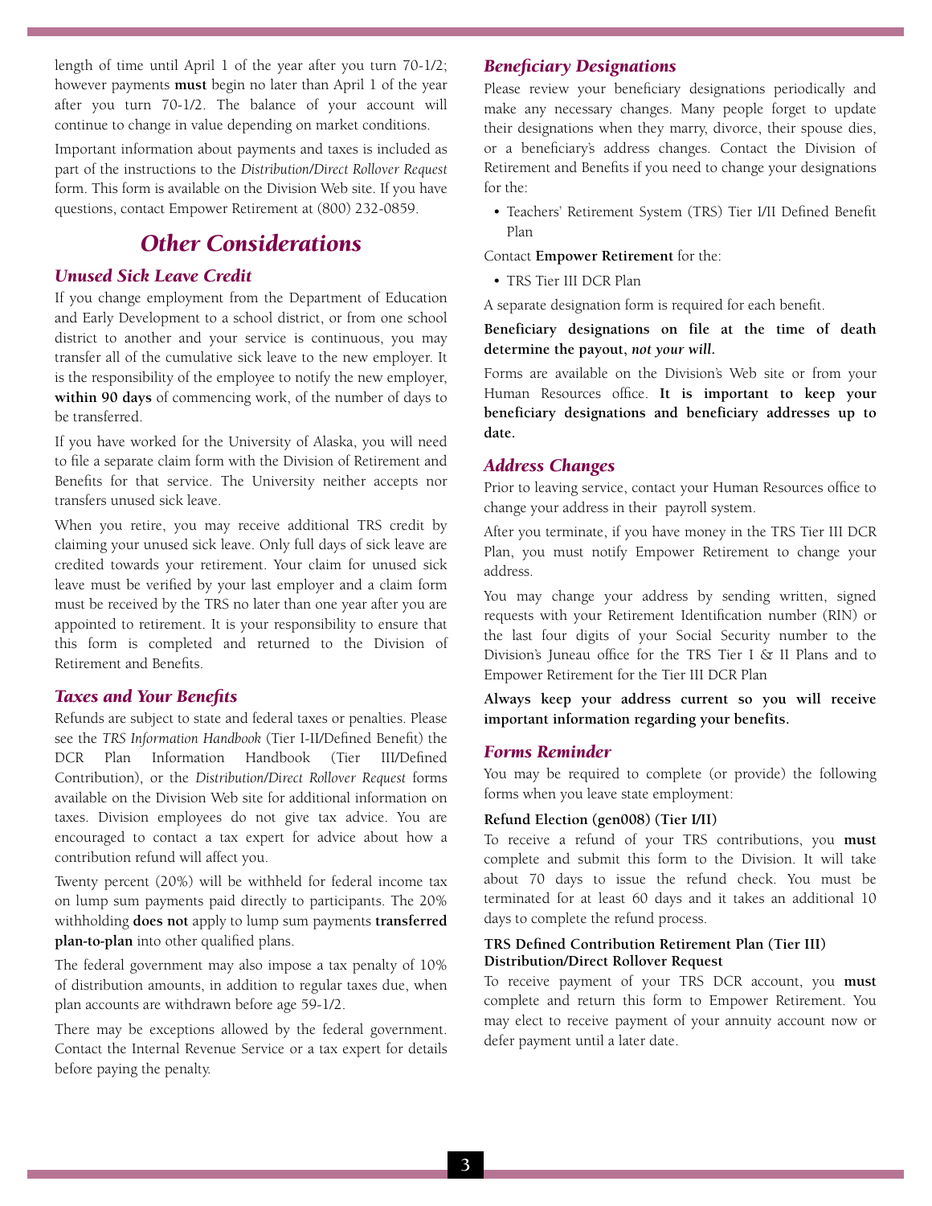length of time until April 1 of the year after you turn 70-1/2; however payments **must** begin no later than April 1 of the year after you turn 70-1/2. The balance of your account will continue to change in value depending on market conditions.

Important information about payments and taxes is included as part of the instructions to the *Distribution/Direct Rollover Request* form. This form is available on the Division Web site. If you have questions, contact Empower Retirement at (800) 232-0859.

## *Other Considerations*

### *Unused Sick Leave Credit*

If you change employment from the Department of Education and Early Development to a school district, or from one school district to another and your service is continuous, you may transfer all of the cumulative sick leave to the new employer. It is the responsibility of the employee to notify the new employer, **within 90 days** of commencing work, of the number of days to be transferred.

If you have worked for the University of Alaska, you will need to file a separate claim form with the Division of Retirement and Benefits for that service. The University neither accepts nor transfers unused sick leave.

When you retire, you may receive additional TRS credit by claiming your unused sick leave. Only full days of sick leave are credited towards your retirement. Your claim for unused sick leave must be verified by your last employer and a claim form must be received by the TRS no later than one year after you are appointed to retirement. It is your responsibility to ensure that this form is completed and returned to the Division of Retirement and Benefits.

### *Taxes and Your Benefits*

Refunds are subject to state and federal taxes or penalties. Please see the *TRS Information Handbook* (Tier I-II/Defined Benefit) the DCR Plan Information Handbook (Tier III/Defined Contribution), or the *Distribution/Direct Rollover Request* forms available on the Division Web site for additional information on taxes. Division employees do not give tax advice. You are encouraged to contact a tax expert for advice about how a contribution refund will affect you.

Twenty percent (20%) will be withheld for federal income tax on lump sum payments paid directly to participants. The 20% withholding **does not** apply to lump sum payments **transferred plan-to-plan** into other qualified plans.

The federal government may also impose a tax penalty of 10% of distribution amounts, in addition to regular taxes due, when plan accounts are withdrawn before age 59-1/2.

There may be exceptions allowed by the federal government. Contact the Internal Revenue Service or a tax expert for details before paying the penalty.

### *Beneficiary Designations*

Please review your beneficiary designations periodically and make any necessary changes. Many people forget to update their designations when they marry, divorce, their spouse dies, or a beneficiary's address changes. Contact the Division of Retirement and Benefits if you need to change your designations for the:

- Teachers' Retirement System (TRS) Tier I/II Defined Benefit Plan

Contact **Empower Retirement** for the:

- TRS Tier III DCR Plan

A separate designation form is required for each benefit.

**Beneficiary designations on file at the time of death determine the payout, *not your will.***

Forms are available on the Division's Web site or from your Human Resources office. **It is important to keep your beneficiary designations and beneficiary addresses up to date.**

### *Address Changes*

Prior to leaving service, contact your Human Resources office to change your address in their payroll system.

After you terminate, if you have money in the TRS Tier III DCR Plan, you must notify Empower Retirement to change your address.

You may change your address by sending written, signed requests with your Retirement Identification number (RIN) or the last four digits of your Social Security number to the Division's Juneau office for the TRS Tier I & II Plans and to Empower Retirement for the Tier III DCR Plan

**Always keep your address current so you will receive important information regarding your benefits.**

### *Forms Reminder*

You may be required to complete (or provide) the following forms when you leave state employment:

**Refund Election (gen008) (Tier I/II)**

To receive a refund of your TRS contributions, you **must** complete and submit this form to the Division. It will take about 70 days to issue the refund check. You must be terminated for at least 60 days and it takes an additional 10 days to complete the refund process.

**TRS Defined Contribution Retirement Plan (Tier III) Distribution/Direct Rollover Request**

To receive payment of your TRS DCR account, you **must** complete and return this form to Empower Retirement. You may elect to receive payment of your annuity account now or defer payment until a later date.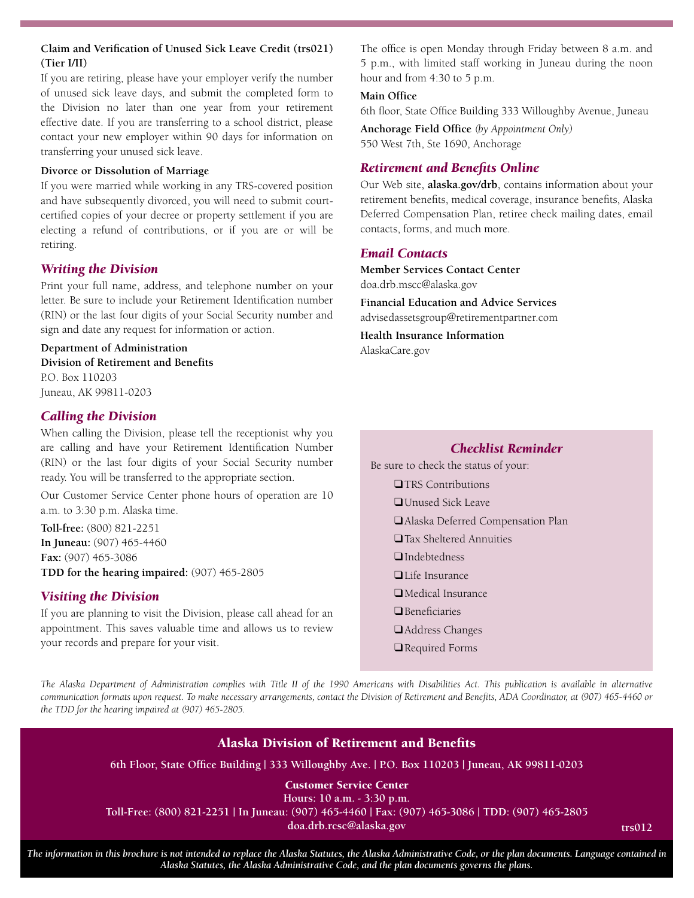**Claim and Verification of Unused Sick Leave Credit (trs021) (Tier I/II)**

If you are retiring, please have your employer verify the number of unused sick leave days, and submit the completed form to the Division no later than one year from your retirement effective date. If you are transferring to a school district, please contact your new employer within 90 days for information on transferring your unused sick leave.

**Divorce or Dissolution of Marriage**

If you were married while working in any TRS-covered position and have subsequently divorced, you will need to submit court-certified copies of your decree or property settlement if you are electing a refund of contributions, or if you are or will be retiring.

## *Writing the Division*

Print your full name, address, and telephone number on your letter. Be sure to include your Retirement Identification number (RIN) or the last four digits of your Social Security number and sign and date any request for information or action.

**Department of Administration**
**Division of Retirement and Benefits**
P.O. Box 110203
Juneau, AK 99811-0203

## *Calling the Division*

When calling the Division, please tell the receptionist why you are calling and have your Retirement Identification Number (RIN) or the last four digits of your Social Security number ready. You will be transferred to the appropriate section.

Our Customer Service Center phone hours of operation are 10 a.m. to 3:30 p.m. Alaska time.

**Toll-free:** (800) 821-2251
**In Juneau:** (907) 465-4460
**Fax:** (907) 465-3086
**TDD for the hearing impaired:** (907) 465-2805

## *Visiting the Division*

If you are planning to visit the Division, please call ahead for an appointment. This saves valuable time and allows us to review your records and prepare for your visit.

The office is open Monday through Friday between 8 a.m. and 5 p.m., with limited staff working in Juneau during the noon hour and from 4:30 to 5 p.m.

**Main Office**
6th floor, State Office Building 333 Willoughby Avenue, Juneau

**Anchorage Field Office** *(by Appointment Only)*
550 West 7th, Ste 1690, Anchorage

## *Retirement and Benefits Online*

Our Web site, **alaska.gov/drb**, contains information about your retirement benefits, medical coverage, insurance benefits, Alaska Deferred Compensation Plan, retiree check mailing dates, email contacts, forms, and much more.

## *Email Contacts*

**Member Services Contact Center**
doa.drb.mscc@alaska.gov

**Financial Education and Advice Services**
advisedassetsgroup@retirementpartner.com

**Health Insurance Information**
AlaskaCare.gov

## *Checklist Reminder*

Be sure to check the status of your:

- ❑ TRS Contributions
- ❑ Unused Sick Leave
- ❑ Alaska Deferred Compensation Plan
- ❑ Tax Sheltered Annuities
- ❑ Indebtedness
- ❑ Life Insurance
- ❑ Medical Insurance
- ❑ Beneficiaries
- ❑ Address Changes
- ❑ Required Forms

*The Alaska Department of Administration complies with Title II of the 1990 Americans with Disabilities Act. This publication is available in alternative communication formats upon request. To make necessary arrangements, contact the Division of Retirement and Benefits, ADA Coordinator, at (907) 465-4460 or the TDD for the hearing impaired at (907) 465-2805.*

**Alaska Division of Retirement and Benefits**

**6th Floor, State Office Building | 333 Willoughby Ave. | P.O. Box 110203 | Juneau, AK 99811-0203**

**Customer Service Center**
**Hours: 10 a.m. - 3:30 p.m.**
**Toll-Free: (800) 821-2251 | In Juneau: (907) 465-4460 | Fax: (907) 465-3086 | TDD: (907) 465-2805**
**doa.drb.rcsc@alaska.gov**

**trs012**

***The information in this brochure is not intended to replace the Alaska Statutes, the Alaska Administrative Code, or the plan documents. Language contained in Alaska Statutes, the Alaska Administrative Code, and the plan documents governs the plans.***